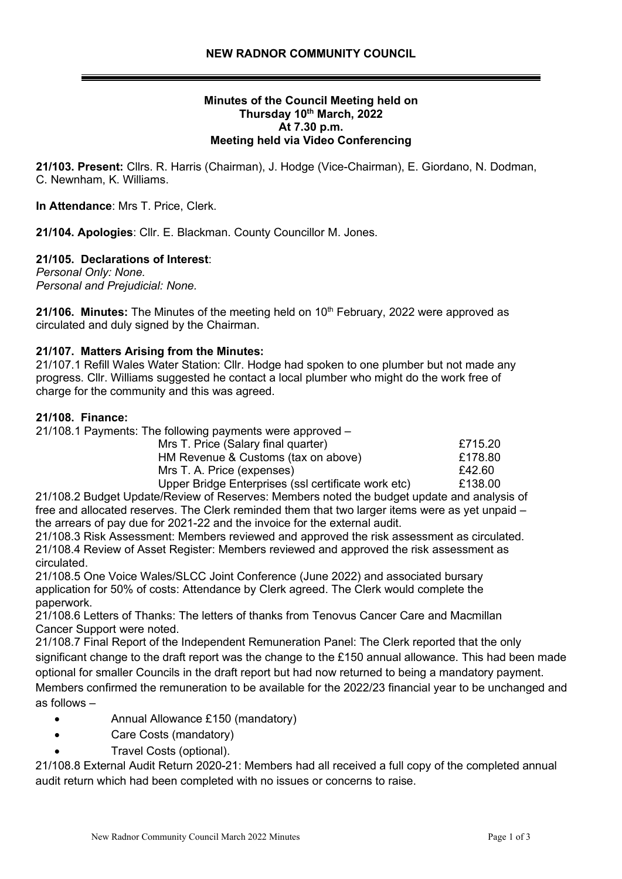## NEW RADNOR COMMUNITY COUNCIL

**Minutes of the Council Meeting held on**
**Thursday 10th March, 2022**
**At 7.30 p.m.**
**Meeting held via Video Conferencing**

**21/103. Present:** Cllrs. R. Harris (Chairman), J. Hodge (Vice-Chairman), E. Giordano, N. Dodman, C. Newnham, K. Williams.

**In Attendance**: Mrs T. Price, Clerk.

**21/104. Apologies**: Cllr. E. Blackman. County Councillor M. Jones.

**21/105. Declarations of Interest**:
*Personal Only: None.*
*Personal and Prejudicial: None.*

**21/106. Minutes:** The Minutes of the meeting held on 10th February, 2022 were approved as circulated and duly signed by the Chairman.

**21/107. Matters Arising from the Minutes:**
21/107.1 Refill Wales Water Station: Cllr. Hodge had spoken to one plumber but not made any progress. Cllr. Williams suggested he contact a local plumber who might do the work free of charge for the community and this was agreed.

**21/108. Finance:**
21/108.1 Payments: The following payments were approved –

| | |
|---|---|
| Mrs T. Price (Salary final quarter) | £715.20 |
| HM Revenue & Customs (tax on above) | £178.80 |
| Mrs T. A. Price (expenses) | £42.60 |
| Upper Bridge Enterprises (ssl certificate work etc) | £138.00 |

21/108.2 Budget Update/Review of Reserves: Members noted the budget update and analysis of free and allocated reserves. The Clerk reminded them that two larger items were as yet unpaid – the arrears of pay due for 2021-22 and the invoice for the external audit.
21/108.3 Risk Assessment: Members reviewed and approved the risk assessment as circulated.
21/108.4 Review of Asset Register: Members reviewed and approved the risk assessment as circulated.
21/108.5 One Voice Wales/SLCC Joint Conference (June 2022) and associated bursary application for 50% of costs: Attendance by Clerk agreed. The Clerk would complete the paperwork.
21/108.6 Letters of Thanks: The letters of thanks from Tenovus Cancer Care and Macmillan Cancer Support were noted.
21/108.7 Final Report of the Independent Remuneration Panel: The Clerk reported that the only significant change to the draft report was the change to the £150 annual allowance. This had been made optional for smaller Councils in the draft report but had now returned to being a mandatory payment. Members confirmed the remuneration to be available for the 2022/23 financial year to be unchanged and as follows –

- Annual Allowance £150 (mandatory)
- Care Costs (mandatory)
- Travel Costs (optional).

21/108.8 External Audit Return 2020-21: Members had all received a full copy of the completed annual audit return which had been completed with no issues or concerns to raise.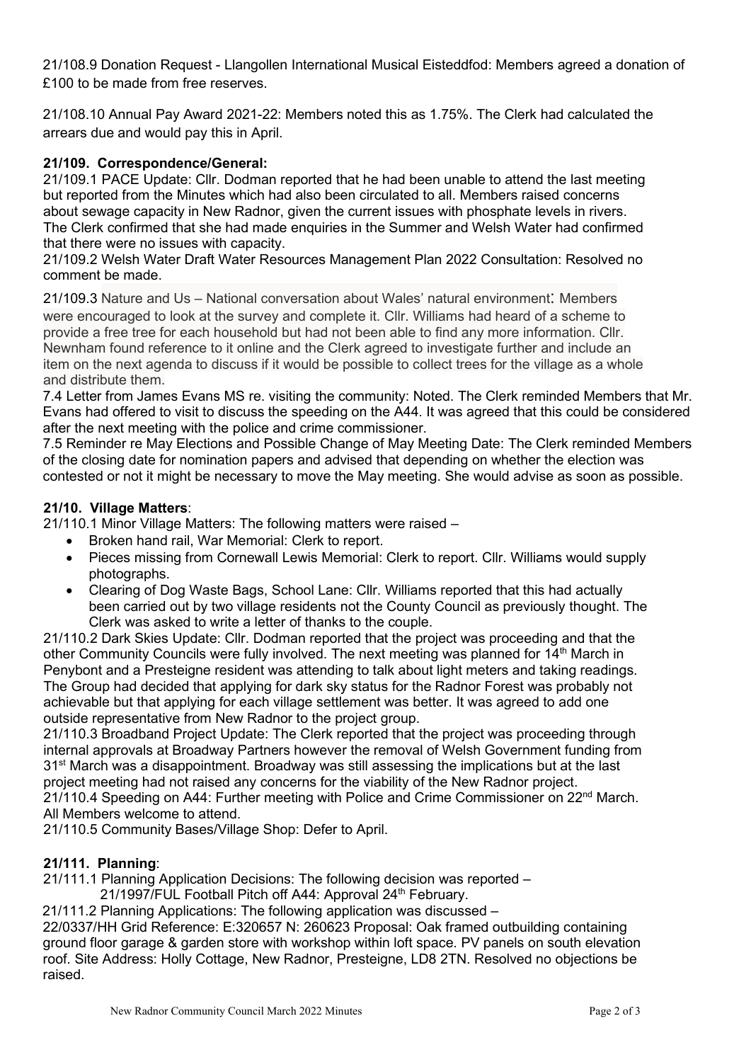21/108.9 Donation Request - Llangollen International Musical Eisteddfod: Members agreed a donation of £100 to be made from free reserves.

21/108.10 Annual Pay Award 2021-22: Members noted this as 1.75%. The Clerk had calculated the arrears due and would pay this in April.

**21/109. Correspondence/General:**

21/109.1 PACE Update: Cllr. Dodman reported that he had been unable to attend the last meeting but reported from the Minutes which had also been circulated to all. Members raised concerns about sewage capacity in New Radnor, given the current issues with phosphate levels in rivers. The Clerk confirmed that she had made enquiries in the Summer and Welsh Water had confirmed that there were no issues with capacity.

21/109.2 Welsh Water Draft Water Resources Management Plan 2022 Consultation: Resolved no comment be made.

21/109.3 Nature and Us – National conversation about Wales' natural environment: Members were encouraged to look at the survey and complete it. Cllr. Williams had heard of a scheme to provide a free tree for each household but had not been able to find any more information. Cllr. Newnham found reference to it online and the Clerk agreed to investigate further and include an item on the next agenda to discuss if it would be possible to collect trees for the village as a whole and distribute them.

7.4 Letter from James Evans MS re. visiting the community: Noted. The Clerk reminded Members that Mr. Evans had offered to visit to discuss the speeding on the A44. It was agreed that this could be considered after the next meeting with the police and crime commissioner.

7.5 Reminder re May Elections and Possible Change of May Meeting Date: The Clerk reminded Members of the closing date for nomination papers and advised that depending on whether the election was contested or not it might be necessary to move the May meeting. She would advise as soon as possible.

**21/10. Village Matters**:

21/110.1 Minor Village Matters: The following matters were raised –

- Broken hand rail, War Memorial: Clerk to report.
- Pieces missing from Cornewall Lewis Memorial: Clerk to report. Cllr. Williams would supply photographs.
- Clearing of Dog Waste Bags, School Lane: Cllr. Williams reported that this had actually been carried out by two village residents not the County Council as previously thought. The Clerk was asked to write a letter of thanks to the couple.

21/110.2 Dark Skies Update: Cllr. Dodman reported that the project was proceeding and that the other Community Councils were fully involved. The next meeting was planned for 14th March in Penybont and a Presteigne resident was attending to talk about light meters and taking readings. The Group had decided that applying for dark sky status for the Radnor Forest was probably not achievable but that applying for each village settlement was better. It was agreed to add one outside representative from New Radnor to the project group.

21/110.3 Broadband Project Update: The Clerk reported that the project was proceeding through internal approvals at Broadway Partners however the removal of Welsh Government funding from 31st March was a disappointment. Broadway was still assessing the implications but at the last project meeting had not raised any concerns for the viability of the New Radnor project.

21/110.4 Speeding on A44: Further meeting with Police and Crime Commissioner on 22nd March. All Members welcome to attend.

21/110.5 Community Bases/Village Shop: Defer to April.

**21/111. Planning**:

21/111.1 Planning Application Decisions: The following decision was reported –

21/1997/FUL Football Pitch off A44: Approval 24th February.

21/111.2 Planning Applications: The following application was discussed –

22/0337/HH Grid Reference: E:320657 N: 260623 Proposal: Oak framed outbuilding containing ground floor garage & garden store with workshop within loft space. PV panels on south elevation roof. Site Address: Holly Cottage, New Radnor, Presteigne, LD8 2TN. Resolved no objections be raised.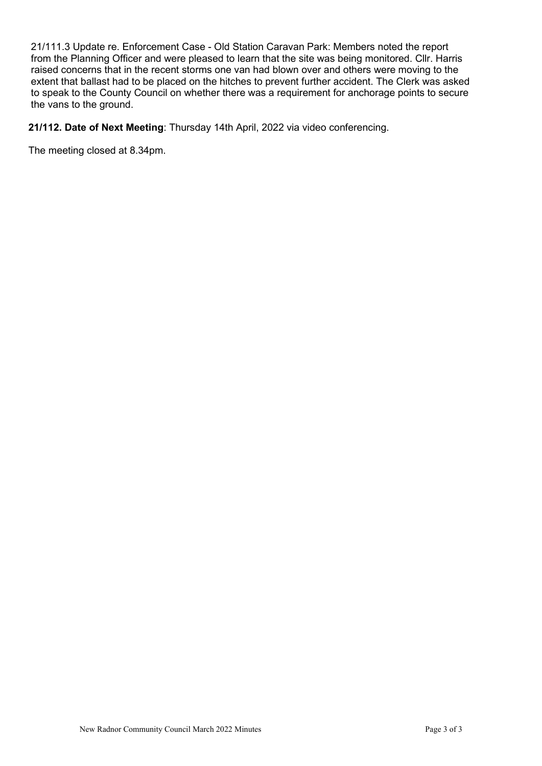21/111.3 Update re. Enforcement Case - Old Station Caravan Park: Members noted the report from the Planning Officer and were pleased to learn that the site was being monitored. Cllr. Harris raised concerns that in the recent storms one van had blown over and others were moving to the extent that ballast had to be placed on the hitches to prevent further accident. The Clerk was asked to speak to the County Council on whether there was a requirement for anchorage points to secure the vans to the ground.

**21/112. Date of Next Meeting**: Thursday 14th April, 2022 via video conferencing.

The meeting closed at 8.34pm.